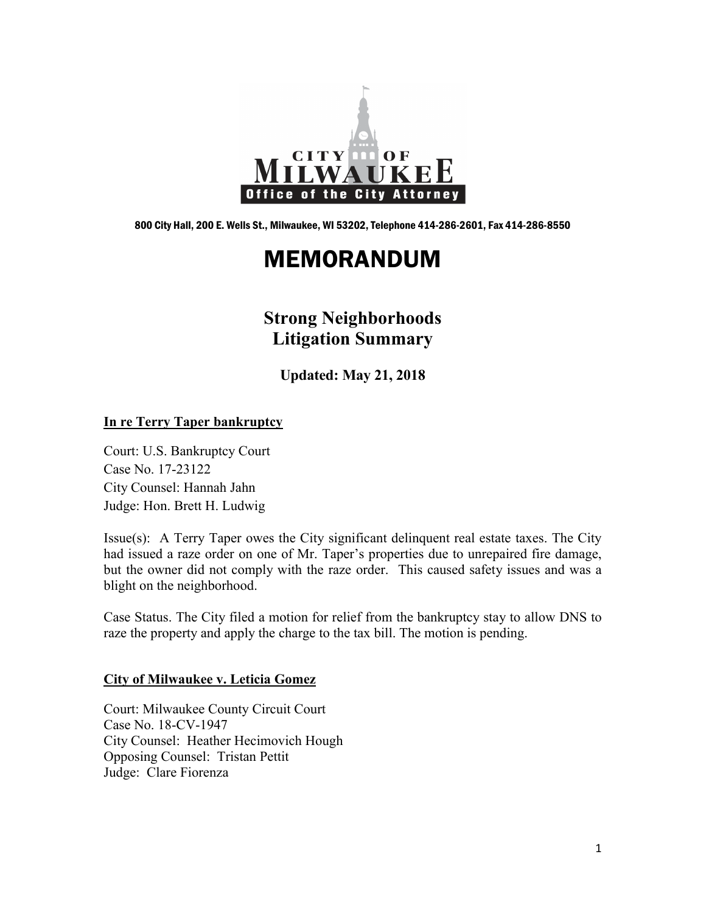CITY OF MILWAUKEE
Office of the City Attorney

800 City Hall, 200 E. Wells St., Milwaukee, WI 53202, Telephone 414-286-2601, Fax 414-286-8550

# MEMORANDUM

## Strong Neighborhoods Litigation Summary

**Updated: May 21, 2018**

**In re Terry Taper bankruptcy**

Court: U.S. Bankruptcy Court
Case No. 17-23122
City Counsel: Hannah Jahn
Judge: Hon. Brett H. Ludwig

Issue(s): A Terry Taper owes the City significant delinquent real estate taxes. The City had issued a raze order on one of Mr. Taper's properties due to unrepaired fire damage, but the owner did not comply with the raze order. This caused safety issues and was a blight on the neighborhood.

Case Status. The City filed a motion for relief from the bankruptcy stay to allow DNS to raze the property and apply the charge to the tax bill. The motion is pending.

**City of Milwaukee v. Leticia Gomez**

Court: Milwaukee County Circuit Court
Case No. 18-CV-1947
City Counsel: Heather Hecimovich Hough
Opposing Counsel: Tristan Pettit
Judge: Clare Fiorenza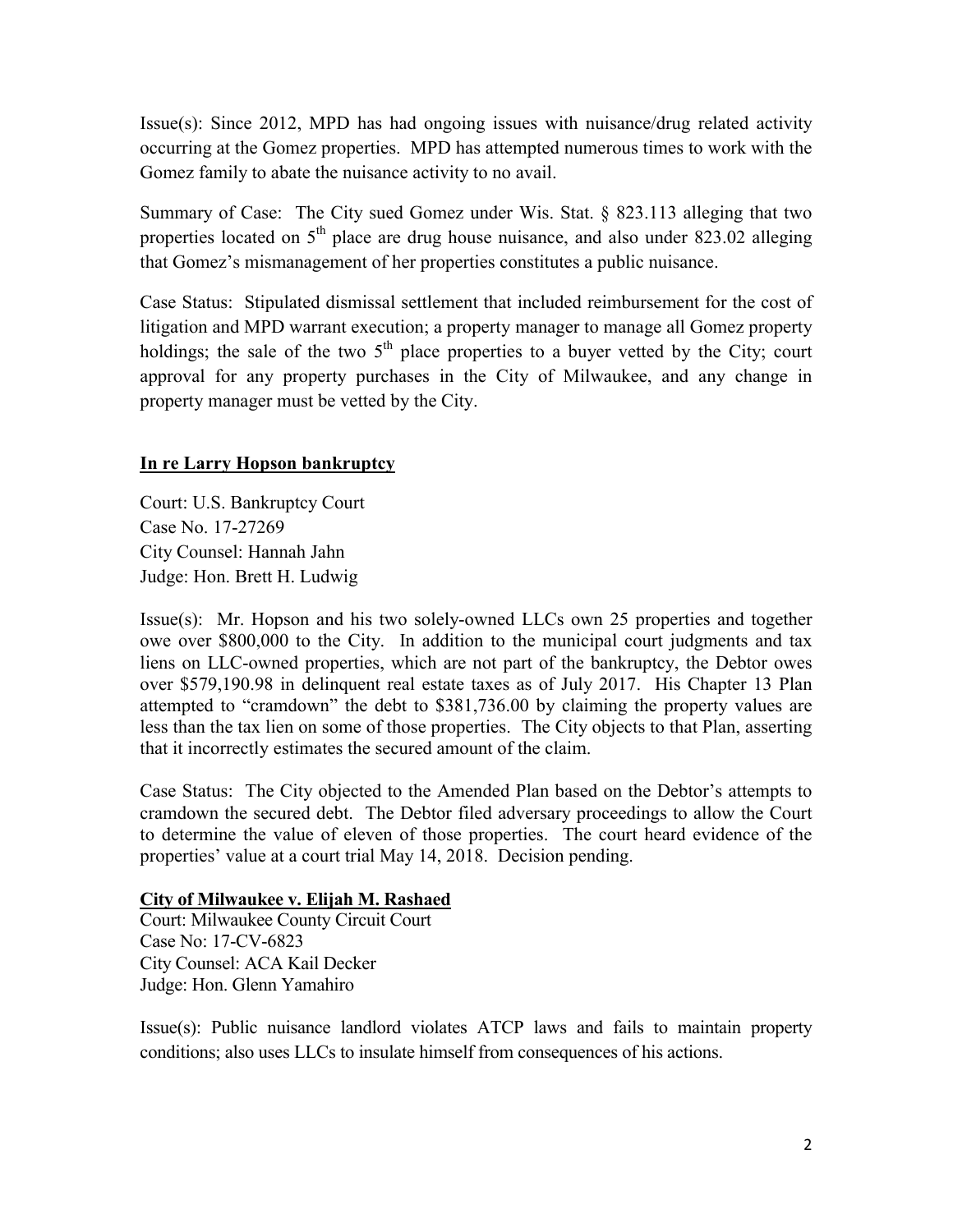Issue(s): Since 2012, MPD has had ongoing issues with nuisance/drug related activity occurring at the Gomez properties. MPD has attempted numerous times to work with the Gomez family to abate the nuisance activity to no avail.

Summary of Case: The City sued Gomez under Wis. Stat. § 823.113 alleging that two properties located on 5th place are drug house nuisance, and also under 823.02 alleging that Gomez's mismanagement of her properties constitutes a public nuisance.

Case Status: Stipulated dismissal settlement that included reimbursement for the cost of litigation and MPD warrant execution; a property manager to manage all Gomez property holdings; the sale of the two 5th place properties to a buyer vetted by the City; court approval for any property purchases in the City of Milwaukee, and any change in property manager must be vetted by the City.

**In re Larry Hopson bankruptcy**

Court: U.S. Bankruptcy Court
Case No. 17-27269
City Counsel: Hannah Jahn
Judge: Hon. Brett H. Ludwig

Issue(s): Mr. Hopson and his two solely-owned LLCs own 25 properties and together owe over $800,000 to the City. In addition to the municipal court judgments and tax liens on LLC-owned properties, which are not part of the bankruptcy, the Debtor owes over $579,190.98 in delinquent real estate taxes as of July 2017. His Chapter 13 Plan attempted to "cramdown" the debt to $381,736.00 by claiming the property values are less than the tax lien on some of those properties. The City objects to that Plan, asserting that it incorrectly estimates the secured amount of the claim.

Case Status: The City objected to the Amended Plan based on the Debtor's attempts to cramdown the secured debt. The Debtor filed adversary proceedings to allow the Court to determine the value of eleven of those properties. The court heard evidence of the properties' value at a court trial May 14, 2018. Decision pending.

**City of Milwaukee v. Elijah M. Rashaed**

Court: Milwaukee County Circuit Court
Case No: 17-CV-6823
City Counsel: ACA Kail Decker
Judge: Hon. Glenn Yamahiro

Issue(s): Public nuisance landlord violates ATCP laws and fails to maintain property conditions; also uses LLCs to insulate himself from consequences of his actions.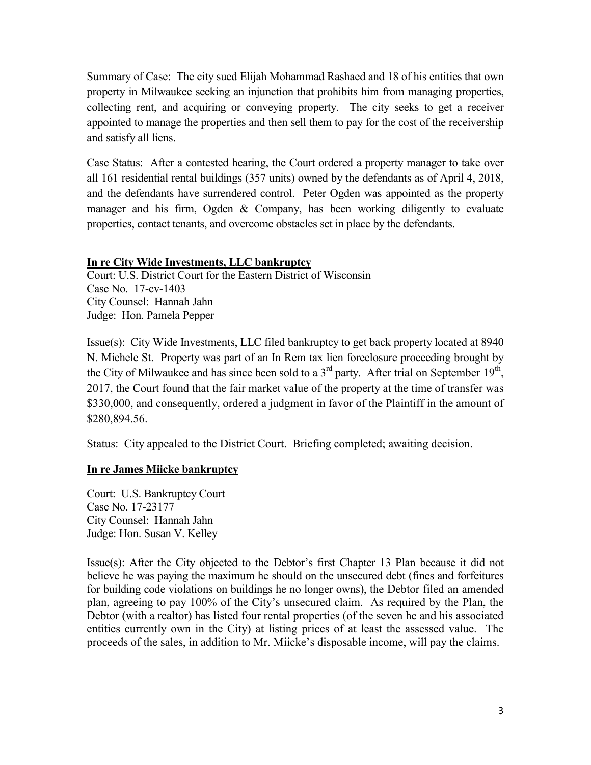Summary of Case: The city sued Elijah Mohammad Rashaed and 18 of his entities that own property in Milwaukee seeking an injunction that prohibits him from managing properties, collecting rent, and acquiring or conveying property. The city seeks to get a receiver appointed to manage the properties and then sell them to pay for the cost of the receivership and satisfy all liens.

Case Status: After a contested hearing, the Court ordered a property manager to take over all 161 residential rental buildings (357 units) owned by the defendants as of April 4, 2018, and the defendants have surrendered control. Peter Ogden was appointed as the property manager and his firm, Ogden & Company, has been working diligently to evaluate properties, contact tenants, and overcome obstacles set in place by the defendants.

**In re City Wide Investments, LLC bankruptcy**

Court: U.S. District Court for the Eastern District of Wisconsin
Case No. 17-cv-1403
City Counsel: Hannah Jahn
Judge: Hon. Pamela Pepper

Issue(s): City Wide Investments, LLC filed bankruptcy to get back property located at 8940 N. Michele St. Property was part of an In Rem tax lien foreclosure proceeding brought by the City of Milwaukee and has since been sold to a 3rd party. After trial on September 19th, 2017, the Court found that the fair market value of the property at the time of transfer was \$330,000, and consequently, ordered a judgment in favor of the Plaintiff in the amount of \$280,894.56.

Status: City appealed to the District Court. Briefing completed; awaiting decision.

**In re James Miicke bankruptcy**

Court: U.S. Bankruptcy Court
Case No. 17-23177
City Counsel: Hannah Jahn
Judge: Hon. Susan V. Kelley

Issue(s): After the City objected to the Debtor's first Chapter 13 Plan because it did not believe he was paying the maximum he should on the unsecured debt (fines and forfeitures for building code violations on buildings he no longer owns), the Debtor filed an amended plan, agreeing to pay 100% of the City's unsecured claim. As required by the Plan, the Debtor (with a realtor) has listed four rental properties (of the seven he and his associated entities currently own in the City) at listing prices of at least the assessed value. The proceeds of the sales, in addition to Mr. Miicke's disposable income, will pay the claims.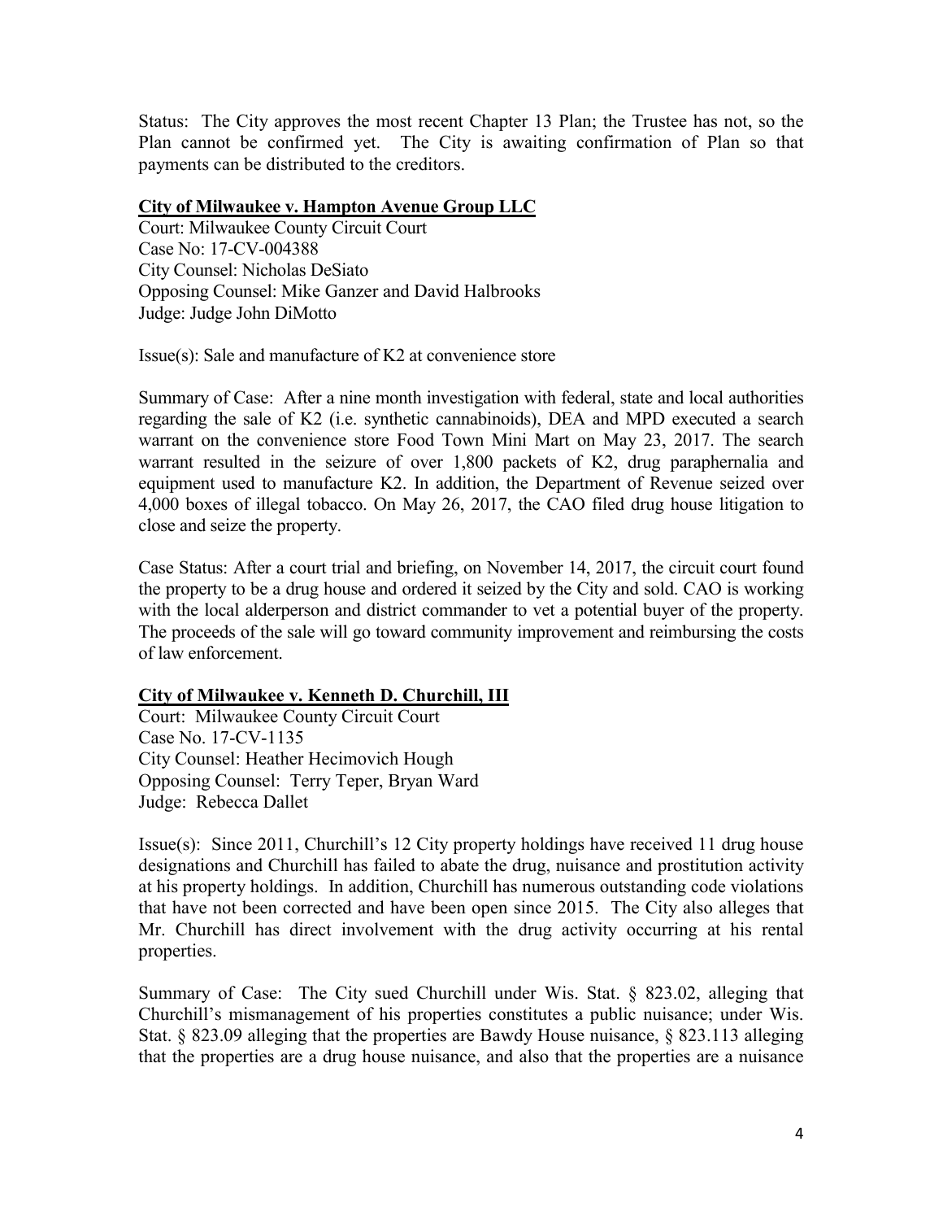Status: The City approves the most recent Chapter 13 Plan; the Trustee has not, so the Plan cannot be confirmed yet. The City is awaiting confirmation of Plan so that payments can be distributed to the creditors.

**City of Milwaukee v. Hampton Avenue Group LLC**

Court: Milwaukee County Circuit Court
Case No: 17-CV-004388
City Counsel: Nicholas DeSiato
Opposing Counsel: Mike Ganzer and David Halbrooks
Judge: Judge John DiMotto

Issue(s): Sale and manufacture of K2 at convenience store

Summary of Case: After a nine month investigation with federal, state and local authorities regarding the sale of K2 (i.e. synthetic cannabinoids), DEA and MPD executed a search warrant on the convenience store Food Town Mini Mart on May 23, 2017. The search warrant resulted in the seizure of over 1,800 packets of K2, drug paraphernalia and equipment used to manufacture K2. In addition, the Department of Revenue seized over 4,000 boxes of illegal tobacco. On May 26, 2017, the CAO filed drug house litigation to close and seize the property.

Case Status: After a court trial and briefing, on November 14, 2017, the circuit court found the property to be a drug house and ordered it seized by the City and sold. CAO is working with the local alderperson and district commander to vet a potential buyer of the property. The proceeds of the sale will go toward community improvement and reimbursing the costs of law enforcement.

**City of Milwaukee v. Kenneth D. Churchill, III**

Court: Milwaukee County Circuit Court
Case No. 17-CV-1135
City Counsel: Heather Hecimovich Hough
Opposing Counsel: Terry Teper, Bryan Ward
Judge: Rebecca Dallet

Issue(s): Since 2011, Churchill's 12 City property holdings have received 11 drug house designations and Churchill has failed to abate the drug, nuisance and prostitution activity at his property holdings. In addition, Churchill has numerous outstanding code violations that have not been corrected and have been open since 2015. The City also alleges that Mr. Churchill has direct involvement with the drug activity occurring at his rental properties.

Summary of Case: The City sued Churchill under Wis. Stat. § 823.02, alleging that Churchill's mismanagement of his properties constitutes a public nuisance; under Wis. Stat. § 823.09 alleging that the properties are Bawdy House nuisance, § 823.113 alleging that the properties are a drug house nuisance, and also that the properties are a nuisance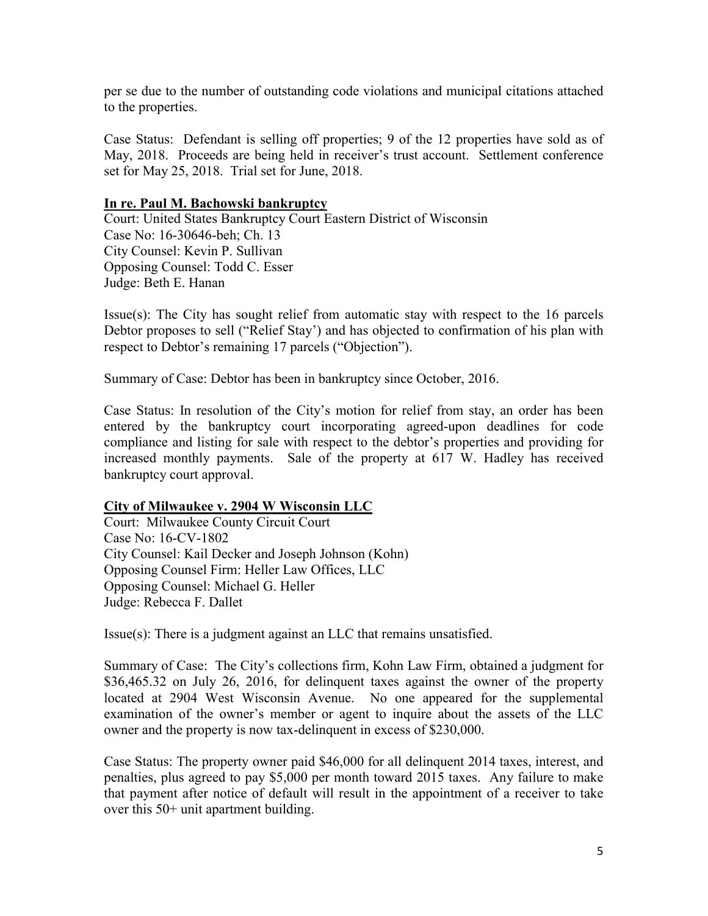per se due to the number of outstanding code violations and municipal citations attached to the properties.

Case Status: Defendant is selling off properties; 9 of the 12 properties have sold as of May, 2018. Proceeds are being held in receiver's trust account. Settlement conference set for May 25, 2018. Trial set for June, 2018.

**In re. Paul M. Bachowski bankruptcy**

Court: United States Bankruptcy Court Eastern District of Wisconsin
Case No: 16-30646-beh; Ch. 13
City Counsel: Kevin P. Sullivan
Opposing Counsel: Todd C. Esser
Judge: Beth E. Hanan

Issue(s): The City has sought relief from automatic stay with respect to the 16 parcels Debtor proposes to sell ("Relief Stay') and has objected to confirmation of his plan with respect to Debtor's remaining 17 parcels ("Objection").

Summary of Case: Debtor has been in bankruptcy since October, 2016.

Case Status: In resolution of the City's motion for relief from stay, an order has been entered by the bankruptcy court incorporating agreed-upon deadlines for code compliance and listing for sale with respect to the debtor's properties and providing for increased monthly payments. Sale of the property at 617 W. Hadley has received bankruptcy court approval.

**City of Milwaukee v. 2904 W Wisconsin LLC**

Court: Milwaukee County Circuit Court
Case No: 16-CV-1802
City Counsel: Kail Decker and Joseph Johnson (Kohn)
Opposing Counsel Firm: Heller Law Offices, LLC
Opposing Counsel: Michael G. Heller
Judge: Rebecca F. Dallet

Issue(s): There is a judgment against an LLC that remains unsatisfied.

Summary of Case: The City's collections firm, Kohn Law Firm, obtained a judgment for $36,465.32 on July 26, 2016, for delinquent taxes against the owner of the property located at 2904 West Wisconsin Avenue. No one appeared for the supplemental examination of the owner's member or agent to inquire about the assets of the LLC owner and the property is now tax-delinquent in excess of $230,000.

Case Status: The property owner paid $46,000 for all delinquent 2014 taxes, interest, and penalties, plus agreed to pay $5,000 per month toward 2015 taxes. Any failure to make that payment after notice of default will result in the appointment of a receiver to take over this 50+ unit apartment building.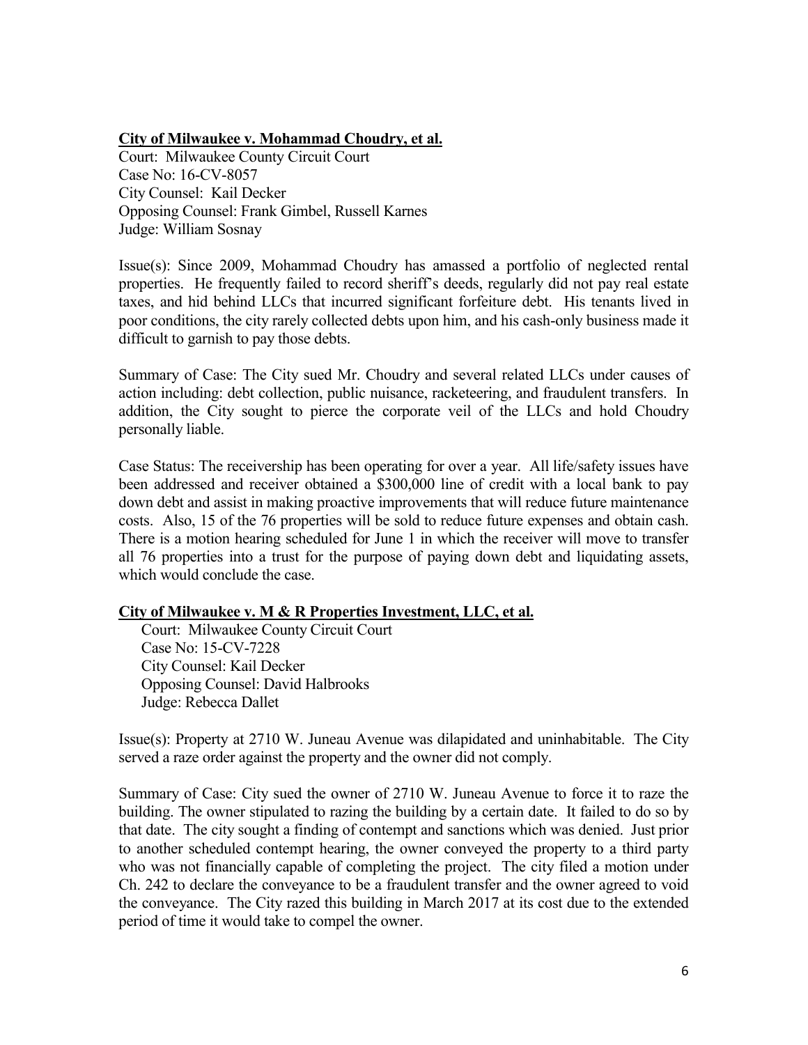**City of Milwaukee v. Mohammad Choudry, et al.**
Court: Milwaukee County Circuit Court
Case No: 16-CV-8057
City Counsel: Kail Decker
Opposing Counsel: Frank Gimbel, Russell Karnes
Judge: William Sosnay

Issue(s): Since 2009, Mohammad Choudry has amassed a portfolio of neglected rental properties. He frequently failed to record sheriff's deeds, regularly did not pay real estate taxes, and hid behind LLCs that incurred significant forfeiture debt. His tenants lived in poor conditions, the city rarely collected debts upon him, and his cash-only business made it difficult to garnish to pay those debts.

Summary of Case: The City sued Mr. Choudry and several related LLCs under causes of action including: debt collection, public nuisance, racketeering, and fraudulent transfers. In addition, the City sought to pierce the corporate veil of the LLCs and hold Choudry personally liable.

Case Status: The receivership has been operating for over a year. All life/safety issues have been addressed and receiver obtained a $300,000 line of credit with a local bank to pay down debt and assist in making proactive improvements that will reduce future maintenance costs. Also, 15 of the 76 properties will be sold to reduce future expenses and obtain cash. There is a motion hearing scheduled for June 1 in which the receiver will move to transfer all 76 properties into a trust for the purpose of paying down debt and liquidating assets, which would conclude the case.

**City of Milwaukee v. M & R Properties Investment, LLC, et al.**
Court: Milwaukee County Circuit Court
Case No: 15-CV-7228
City Counsel: Kail Decker
Opposing Counsel: David Halbrooks
Judge: Rebecca Dallet

Issue(s): Property at 2710 W. Juneau Avenue was dilapidated and uninhabitable. The City served a raze order against the property and the owner did not comply.

Summary of Case: City sued the owner of 2710 W. Juneau Avenue to force it to raze the building. The owner stipulated to razing the building by a certain date. It failed to do so by that date. The city sought a finding of contempt and sanctions which was denied. Just prior to another scheduled contempt hearing, the owner conveyed the property to a third party who was not financially capable of completing the project. The city filed a motion under Ch. 242 to declare the conveyance to be a fraudulent transfer and the owner agreed to void the conveyance. The City razed this building in March 2017 at its cost due to the extended period of time it would take to compel the owner.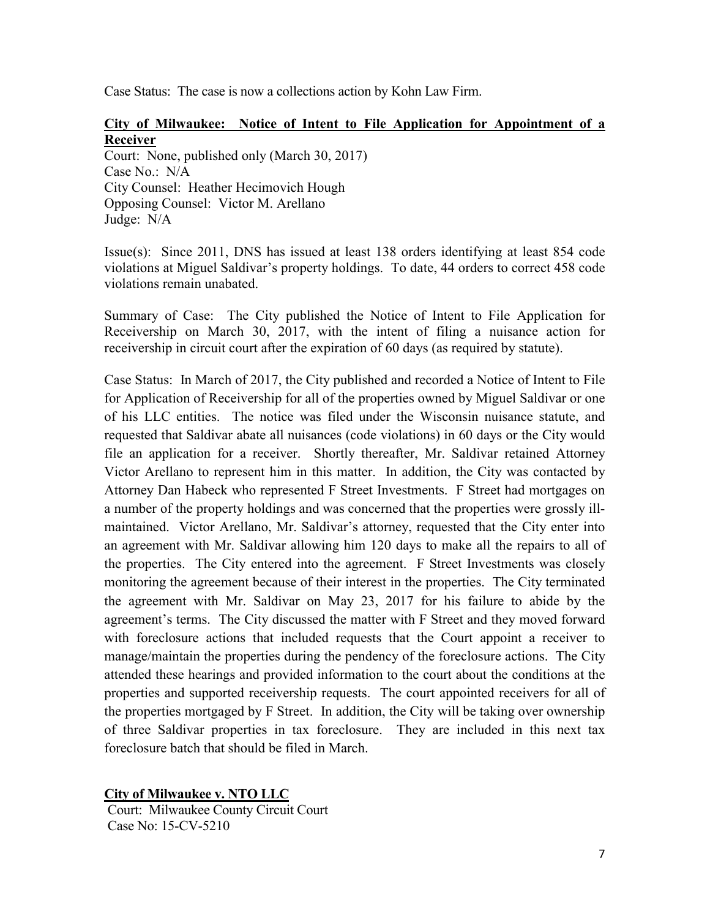Case Status: The case is now a collections action by Kohn Law Firm.

**City of Milwaukee: Notice of Intent to File Application for Appointment of a Receiver**

Court: None, published only (March 30, 2017)
Case No.: N/A
City Counsel: Heather Hecimovich Hough
Opposing Counsel: Victor M. Arellano
Judge: N/A

Issue(s): Since 2011, DNS has issued at least 138 orders identifying at least 854 code violations at Miguel Saldivar's property holdings. To date, 44 orders to correct 458 code violations remain unabated.

Summary of Case: The City published the Notice of Intent to File Application for Receivership on March 30, 2017, with the intent of filing a nuisance action for receivership in circuit court after the expiration of 60 days (as required by statute).

Case Status: In March of 2017, the City published and recorded a Notice of Intent to File for Application of Receivership for all of the properties owned by Miguel Saldivar or one of his LLC entities. The notice was filed under the Wisconsin nuisance statute, and requested that Saldivar abate all nuisances (code violations) in 60 days or the City would file an application for a receiver. Shortly thereafter, Mr. Saldivar retained Attorney Victor Arellano to represent him in this matter. In addition, the City was contacted by Attorney Dan Habeck who represented F Street Investments. F Street had mortgages on a number of the property holdings and was concerned that the properties were grossly ill-maintained. Victor Arellano, Mr. Saldivar's attorney, requested that the City enter into an agreement with Mr. Saldivar allowing him 120 days to make all the repairs to all of the properties. The City entered into the agreement. F Street Investments was closely monitoring the agreement because of their interest in the properties. The City terminated the agreement with Mr. Saldivar on May 23, 2017 for his failure to abide by the agreement's terms. The City discussed the matter with F Street and they moved forward with foreclosure actions that included requests that the Court appoint a receiver to manage/maintain the properties during the pendency of the foreclosure actions. The City attended these hearings and provided information to the court about the conditions at the properties and supported receivership requests. The court appointed receivers for all of the properties mortgaged by F Street. In addition, the City will be taking over ownership of three Saldivar properties in tax foreclosure. They are included in this next tax foreclosure batch that should be filed in March.

**City of Milwaukee v. NTO LLC**

Court: Milwaukee County Circuit Court
Case No: 15-CV-5210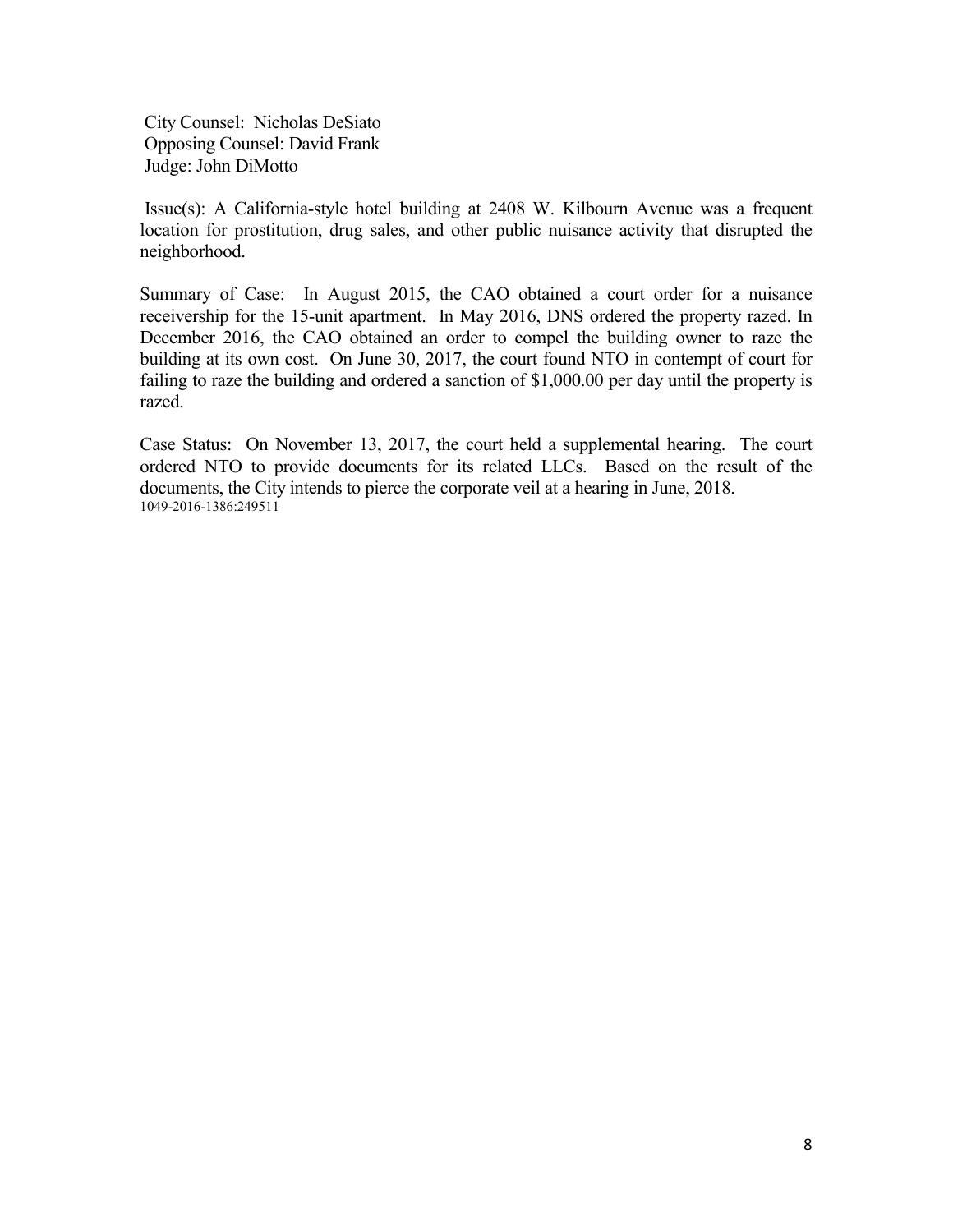City Counsel: Nicholas DeSiato
Opposing Counsel: David Frank
Judge: John DiMotto

Issue(s): A California-style hotel building at 2408 W. Kilbourn Avenue was a frequent location for prostitution, drug sales, and other public nuisance activity that disrupted the neighborhood.

Summary of Case: In August 2015, the CAO obtained a court order for a nuisance receivership for the 15-unit apartment. In May 2016, DNS ordered the property razed. In December 2016, the CAO obtained an order to compel the building owner to raze the building at its own cost. On June 30, 2017, the court found NTO in contempt of court for failing to raze the building and ordered a sanction of $1,000.00 per day until the property is razed.

Case Status: On November 13, 2017, the court held a supplemental hearing. The court ordered NTO to provide documents for its related LLCs. Based on the result of the documents, the City intends to pierce the corporate veil at a hearing in June, 2018.
1049-2016-1386:249511